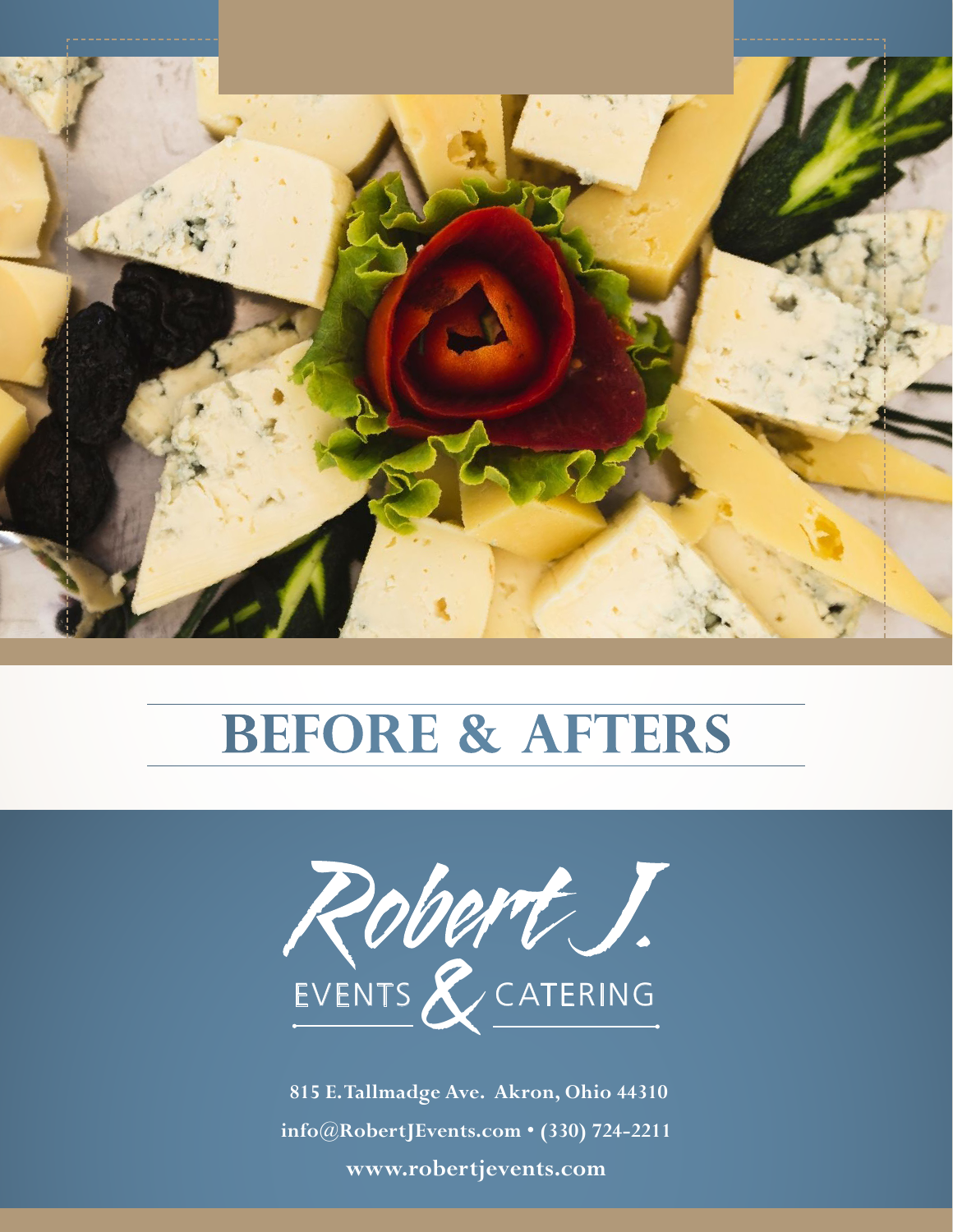# BEFORE & AFTERS

Robert J.

EVENTS & CATERING

815 E. Tallmadge Ave. Akron, Ohio 44310

info@RobertJEvents.com • (330) 724-2211

www.robertjevents.com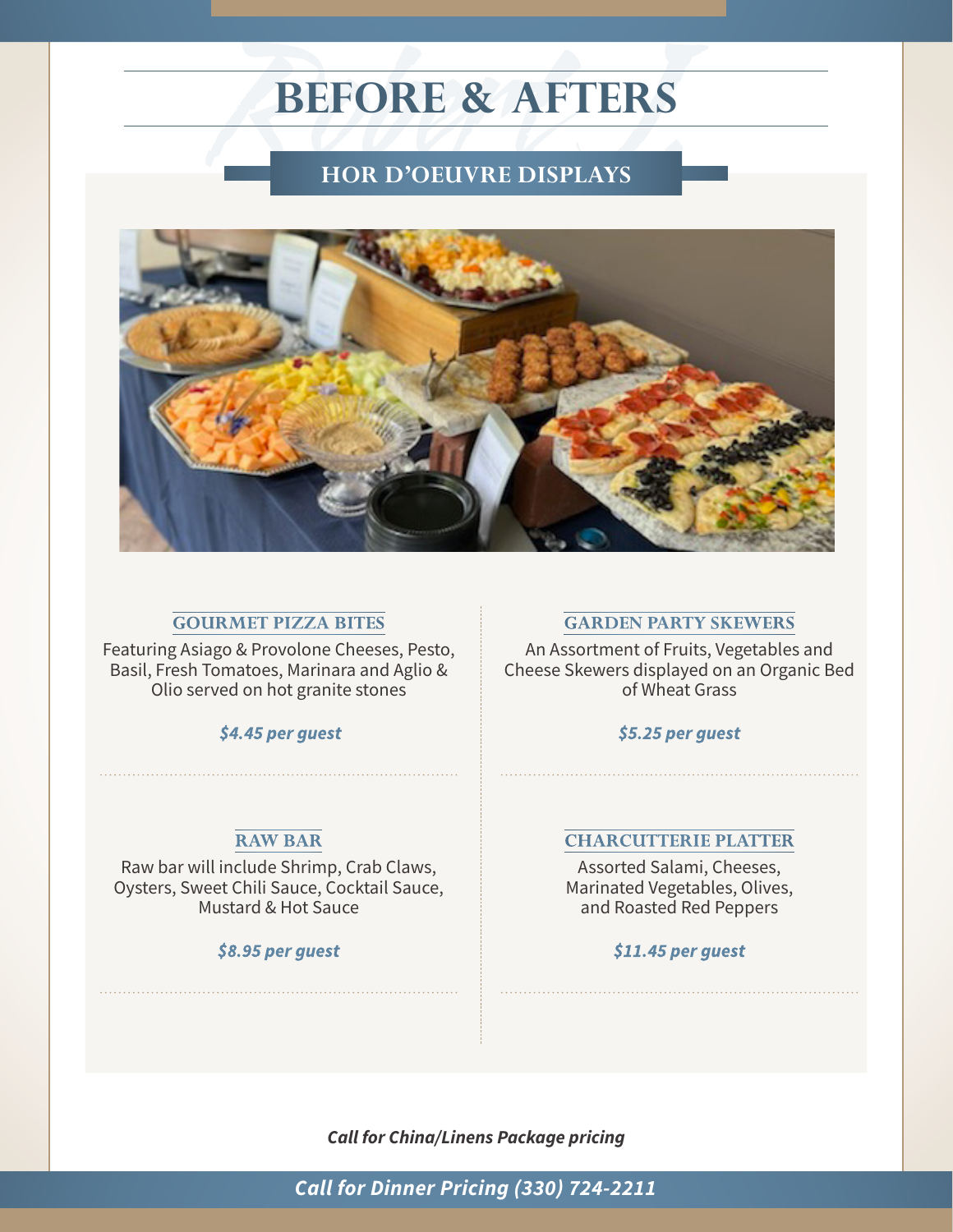# BEFORE & AFTERS

## HOR D'OEUVRE DISPLAYS

### GOURMET PIZZA BITES

Featuring Asiago & Provolone Cheeses, Pesto, Basil, Fresh Tomatoes, Marinara and Aglio & Olio served on hot granite stones

***$4.45 per guest***

### GARDEN PARTY SKEWERS

An Assortment of Fruits, Vegetables and Cheese Skewers displayed on an Organic Bed of Wheat Grass

***$5.25 per guest***

### RAW BAR

Raw bar will include Shrimp, Crab Claws, Oysters, Sweet Chili Sauce, Cocktail Sauce, Mustard & Hot Sauce

***$8.95 per guest***

### CHARCUTTERIE PLATTER

Assorted Salami, Cheeses, Marinated Vegetables, Olives, and Roasted Red Peppers

***$11.45 per guest***

***Call for China/Linens Package pricing***

***Call for Dinner Pricing (330) 724-2211***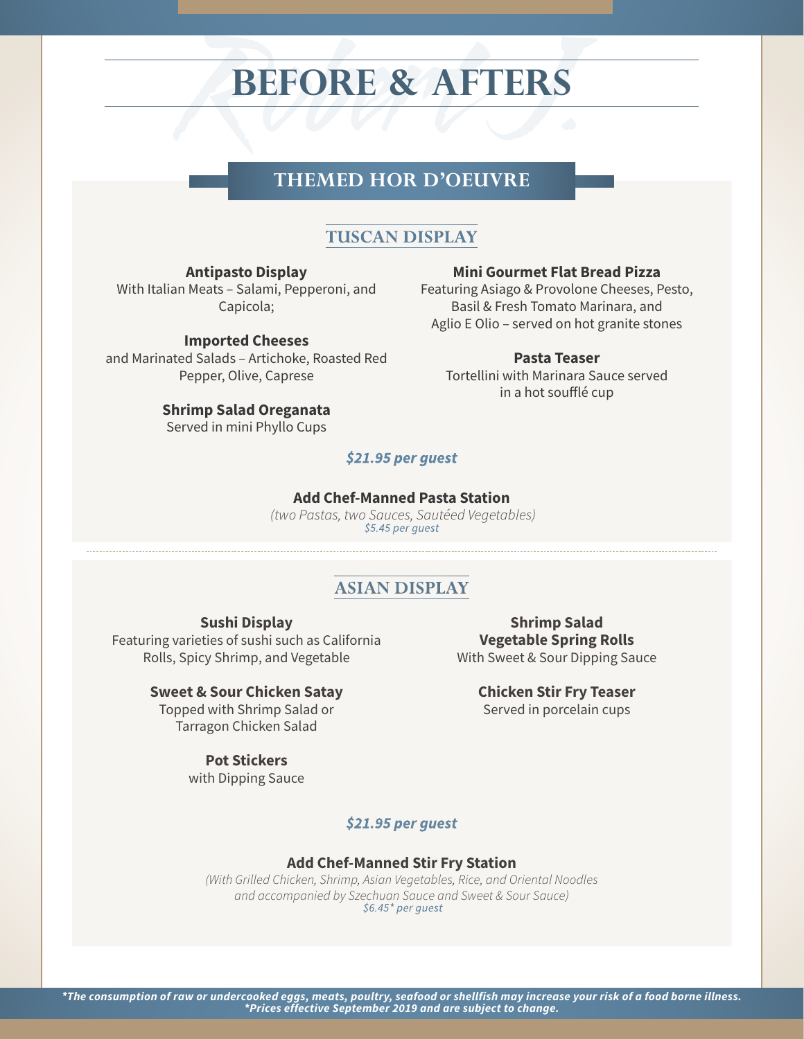# BEFORE & AFTERS

## THEMED HOR D'OEUVRE

### TUSCAN DISPLAY

**Antipasto Display**
With Italian Meats – Salami, Pepperoni, and Capicola;

**Imported Cheeses**
and Marinated Salads – Artichoke, Roasted Red Pepper, Olive, Caprese

**Shrimp Salad Oreganata**
Served in mini Phyllo Cups

**Mini Gourmet Flat Bread Pizza**
Featuring Asiago & Provolone Cheeses, Pesto, Basil & Fresh Tomato Marinara, and Aglio E Olio – served on hot granite stones

**Pasta Teaser**
Tortellini with Marinara Sauce served in a hot soufflé cup

***$21.95 per guest***

**Add Chef-Manned Pasta Station**
*(two Pastas, two Sauces, Sautéed Vegetables)*
*$5.45 per guest*

### ASIAN DISPLAY

**Sushi Display**
Featuring varieties of sushi such as California Rolls, Spicy Shrimp, and Vegetable

**Sweet & Sour Chicken Satay**
Topped with Shrimp Salad or Tarragon Chicken Salad

**Pot Stickers**
with Dipping Sauce

**Shrimp Salad**
**Vegetable Spring Rolls**
With Sweet & Sour Dipping Sauce

**Chicken Stir Fry Teaser**
Served in porcelain cups

***$21.95 per guest***

**Add Chef-Manned Stir Fry Station**
*(With Grilled Chicken, Shrimp, Asian Vegetables, Rice, and Oriental Noodles and accompanied by Szechuan Sauce and Sweet & Sour Sauce)*
*$6.45* per guest*

***The consumption of raw or undercooked eggs, meats, poultry, seafood or shellfish may increase your risk of a food borne illness.***
***\*Prices effective September 2019 and are subject to change.***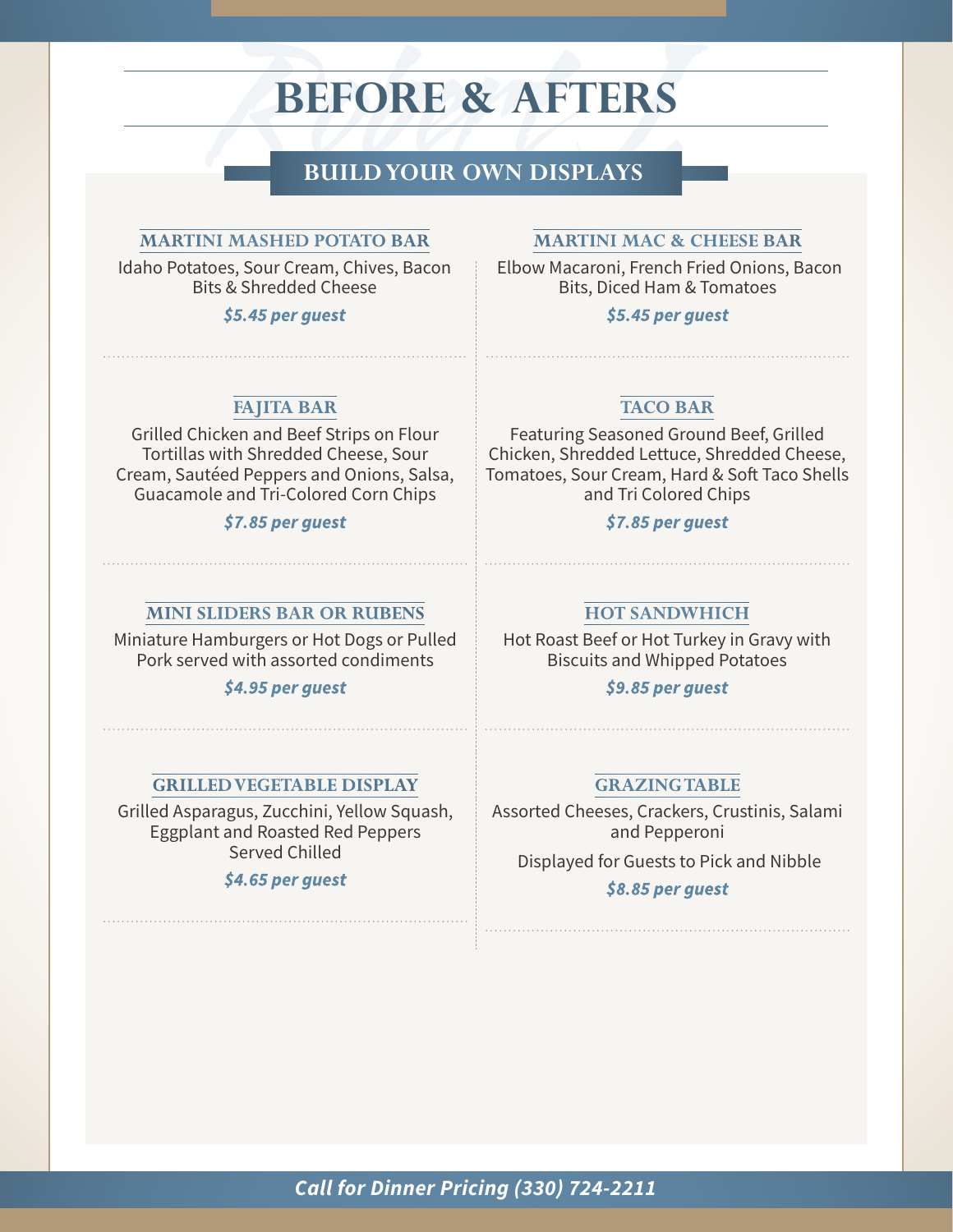# BEFORE & AFTERS

## BUILD YOUR OWN DISPLAYS

### MARTINI MASHED POTATO BAR

Idaho Potatoes, Sour Cream, Chives, Bacon Bits & Shredded Cheese

***$5.45 per guest***

### MARTINI MAC & CHEESE BAR

Elbow Macaroni, French Fried Onions, Bacon Bits, Diced Ham & Tomatoes

***$5.45 per guest***

### FAJITA BAR

Grilled Chicken and Beef Strips on Flour Tortillas with Shredded Cheese, Sour Cream, Sautéed Peppers and Onions, Salsa, Guacamole and Tri-Colored Corn Chips

***$7.85 per guest***

### TACO BAR

Featuring Seasoned Ground Beef, Grilled Chicken, Shredded Lettuce, Shredded Cheese, Tomatoes, Sour Cream, Hard & Soft Taco Shells and Tri Colored Chips

***$7.85 per guest***

### MINI SLIDERS BAR OR RUBENS

Miniature Hamburgers or Hot Dogs or Pulled Pork served with assorted condiments

***$4.95 per guest***

### HOT SANDWHICH

Hot Roast Beef or Hot Turkey in Gravy with Biscuits and Whipped Potatoes

***$9.85 per guest***

### GRILLED VEGETABLE DISPLAY

Grilled Asparagus, Zucchini, Yellow Squash, Eggplant and Roasted Red Peppers Served Chilled

***$4.65 per guest***

### GRAZING TABLE

Assorted Cheeses, Crackers, Crustinis, Salami and Pepperoni

Displayed for Guests to Pick and Nibble

***$8.85 per guest***

***Call for Dinner Pricing (330) 724-2211***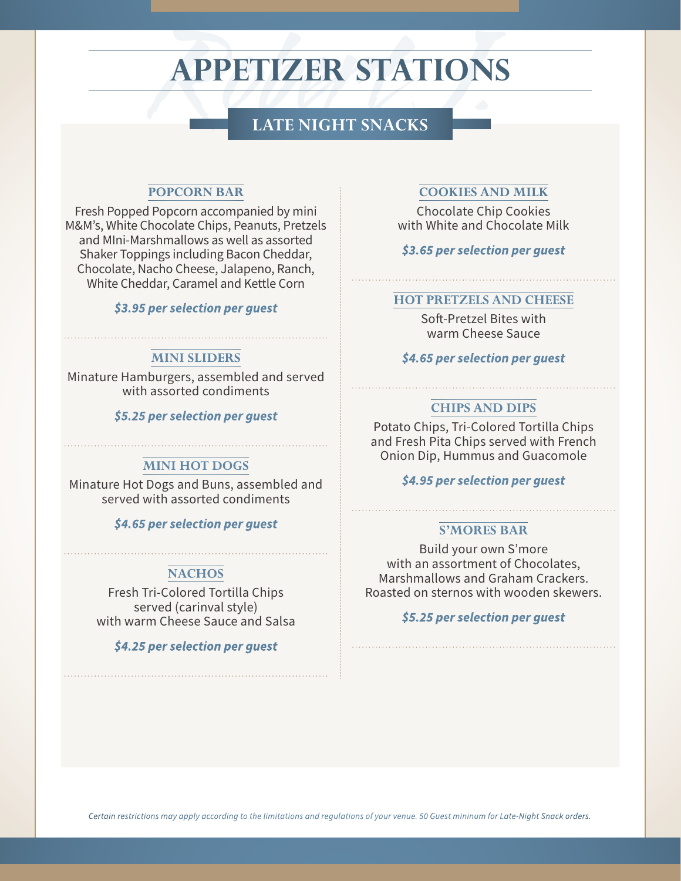# APPETIZER STATIONS

## LATE NIGHT SNACKS

### POPCORN BAR

Fresh Popped Popcorn accompanied by mini M&M's, White Chocolate Chips, Peanuts, Pretzels and MIni-Marshmallows as well as assorted Shaker Toppings including Bacon Cheddar, Chocolate, Nacho Cheese, Jalapeno, Ranch, White Cheddar, Caramel and Kettle Corn

***$3.95 per selection per guest***

### MINI SLIDERS

Minature Hamburgers, assembled and served with assorted condiments

***$5.25 per selection per guest***

### MINI HOT DOGS

Minature Hot Dogs and Buns, assembled and served with assorted condiments

***$4.65 per selection per guest***

### NACHOS

Fresh Tri-Colored Tortilla Chips served (carinval style) with warm Cheese Sauce and Salsa

***$4.25 per selection per guest***

### COOKIES AND MILK

Chocolate Chip Cookies with White and Chocolate Milk

***$3.65 per selection per guest***

### HOT PRETZELS AND CHEESE

Soft-Pretzel Bites with warm Cheese Sauce

***$4.65 per selection per guest***

### CHIPS AND DIPS

Potato Chips, Tri-Colored Tortilla Chips and Fresh Pita Chips served with French Onion Dip, Hummus and Guacomole

***$4.95 per selection per guest***

### S'MORES BAR

Build your own S'more with an assortment of Chocolates, Marshmallows and Graham Crackers. Roasted on sternos with wooden skewers.

***$5.25 per selection per guest***

*Certain restrictions may apply according to the limitations and regulations of your venue. 50 Guest mininum for Late-Night Snack orders.*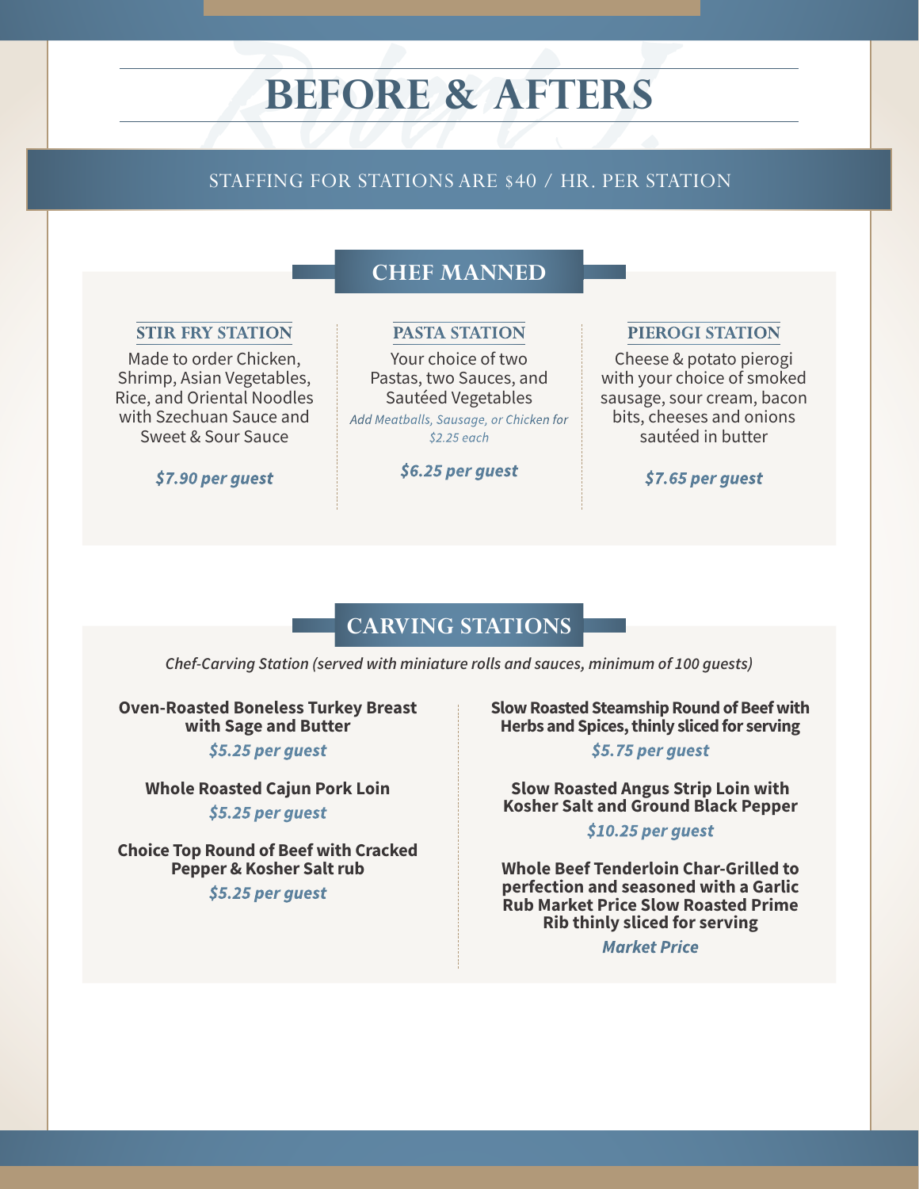# BEFORE & AFTERS

STAFFING FOR STATIONS ARE $40 / HR. PER STATION

## CHEF MANNED

### STIR FRY STATION

Made to order Chicken, Shrimp, Asian Vegetables, Rice, and Oriental Noodles with Szechuan Sauce and Sweet & Sour Sauce

***$7.90 per guest***

### PASTA STATION

Your choice of two Pastas, two Sauces, and Sautéed Vegetables

*Add Meatballs, Sausage, or Chicken for $2.25 each*

***$6.25 per guest***

### PIEROGI STATION

Cheese & potato pierogi with your choice of smoked sausage, sour cream, bacon bits, cheeses and onions sautéed in butter

***$7.65 per guest***

## CARVING STATIONS

*Chef-Carving Station (served with miniature rolls and sauces, minimum of 100 guests)*

**Oven-Roasted Boneless Turkey Breast with Sage and Butter**

***$5.25 per guest***

**Whole Roasted Cajun Pork Loin**

***$5.25 per guest***

**Choice Top Round of Beef with Cracked Pepper & Kosher Salt rub**

***$5.25 per guest***

**Slow Roasted Steamship Round of Beef with Herbs and Spices, thinly sliced for serving**

***$5.75 per guest***

**Slow Roasted Angus Strip Loin with Kosher Salt and Ground Black Pepper**

***$10.25 per guest***

**Whole Beef Tenderloin Char-Grilled to perfection and seasoned with a Garlic Rub Market Price Slow Roasted Prime Rib thinly sliced for serving**

***Market Price***